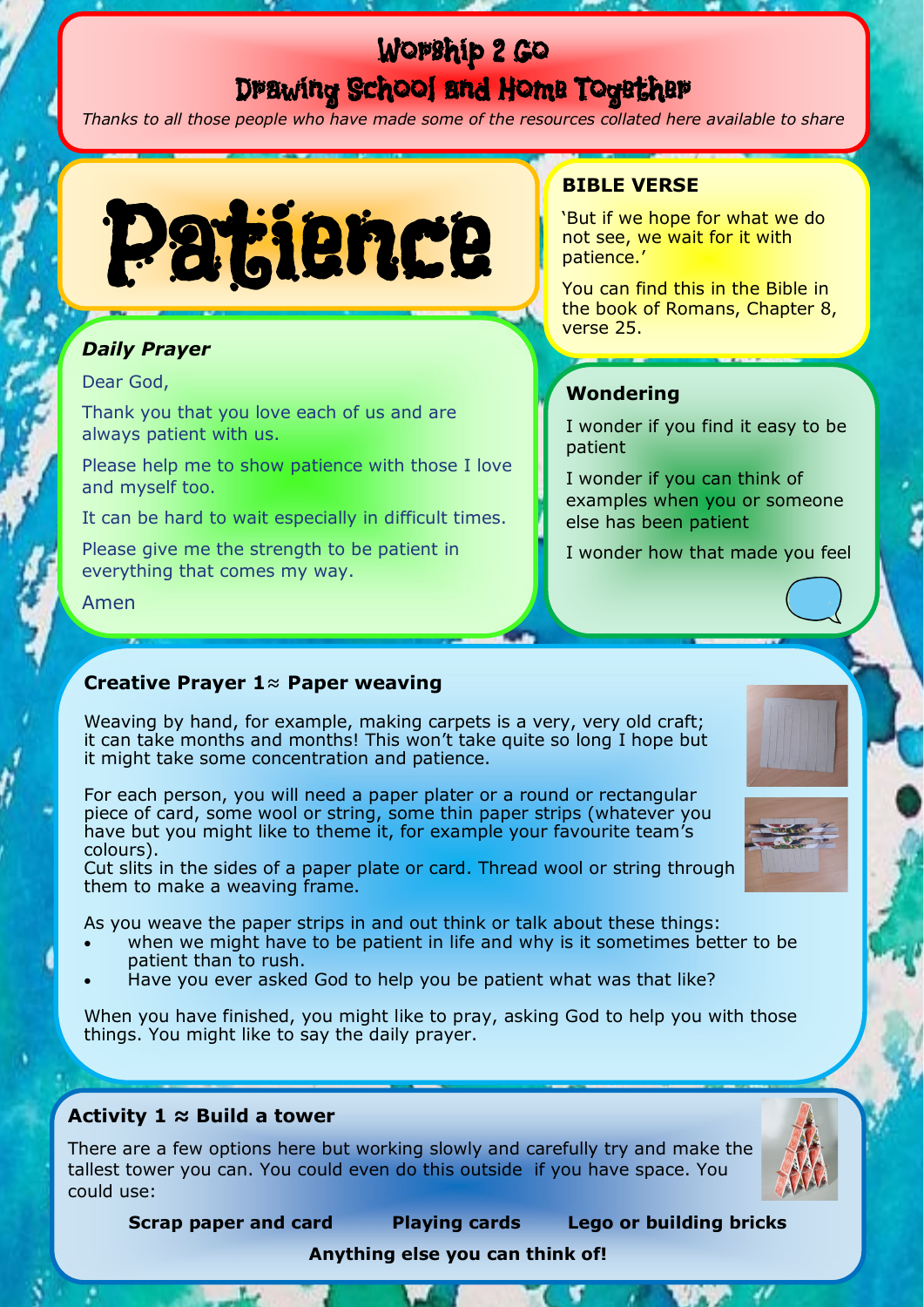# Worship 2 Go

## Drawing School and Home Together

*Thanks to all those people who have made some of the resources collated here available to share*

# Patience

### BIBLE VERSE

'But if we hope for what we do not see, we wait for it with patience.'

You can find this in the Bible in the book of Romans, Chapter 8, verse 25.

### *Daily Prayer*

Dear God,

Thank you that you love each of us and are always patient with us.

Please help me to show patience with those I love and myself too.

It can be hard to wait especially in difficult times.

Please give me the strength to be patient in everything that comes my way.

Amen

### Wondering

I wonder if you find it easy to be patient

I wonder if you can think of examples when you or someone else has been patient

I wonder how that made you feel

### Creative Prayer 1 ≈ Paper weaving

Weaving by hand, for example, making carpets is a very, very old craft; it can take months and months! This won't take quite so long I hope but it might take some concentration and patience.

For each person, you will need a paper plater or a round or rectangular piece of card, some wool or string, some thin paper strips (whatever you have but you might like to theme it, for example your favourite team's colours).

Cut slits in the sides of a paper plate or card. Thread wool or string through them to make a weaving frame.

As you weave the paper strips in and out think or talk about these things:

- when we might have to be patient in life and why is it sometimes better to be patient than to rush.
- Have you ever asked God to help you be patient what was that like?

When you have finished, you might like to pray, asking God to help you with those things. You might like to say the daily prayer.

### Activity 1 ≈ Build a tower

There are a few options here but working slowly and carefully try and make the tallest tower you can. You could even do this outside if you have space. You could use:

**Scrap paper and card** **Playing cards** **Lego or building bricks**

**Anything else you can think of!**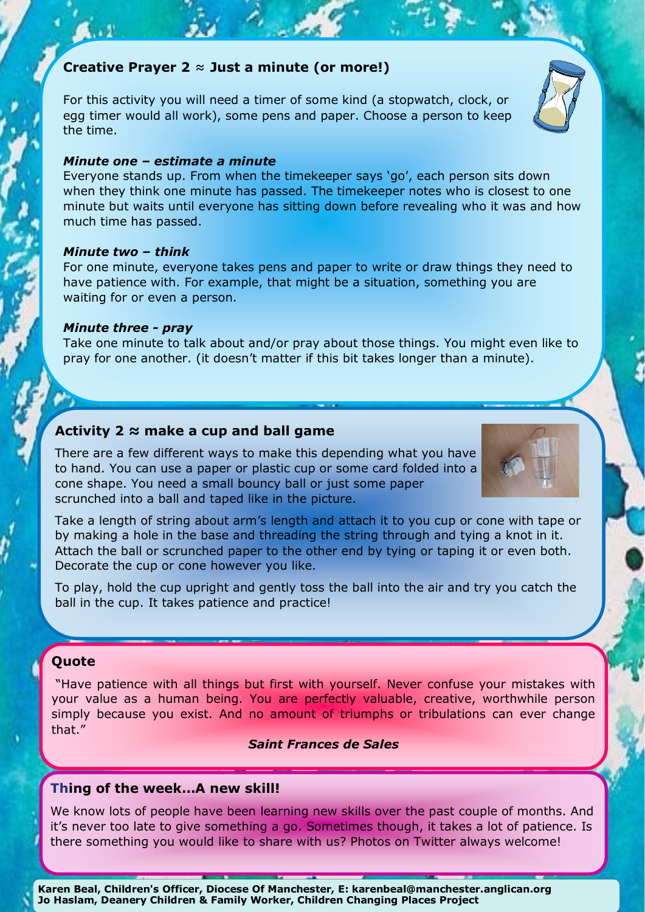## Creative Prayer 2 ≈ Just a minute (or more!)

For this activity you will need a timer of some kind (a stopwatch, clock, or egg timer would all work), some pens and paper. Choose a person to keep the time.

***Minute one – estimate a minute***

Everyone stands up. From when the timekeeper says 'go', each person sits down when they think one minute has passed. The timekeeper notes who is closest to one minute but waits until everyone has sitting down before revealing who it was and how much time has passed.

***Minute two – think***

For one minute, everyone takes pens and paper to write or draw things they need to have patience with. For example, that might be a situation, something you are waiting for or even a person.

***Minute three - pray***

Take one minute to talk about and/or pray about those things. You might even like to pray for one another. (it doesn't matter if this bit takes longer than a minute).

## Activity 2 ≈ make a cup and ball game

There are a few different ways to make this depending what you have to hand. You can use a paper or plastic cup or some card folded into a cone shape. You need a small bouncy ball or just some paper scrunched into a ball and taped like in the picture.

Take a length of string about arm's length and attach it to you cup or cone with tape or by making a hole in the base and threading the string through and tying a knot in it. Attach the ball or scrunched paper to the other end by tying or taping it or even both. Decorate the cup or cone however you like.

To play, hold the cup upright and gently toss the ball into the air and try you catch the ball in the cup. It takes patience and practice!

## Quote

"Have patience with all things but first with yourself. Never confuse your mistakes with your value as a human being. You are perfectly valuable, creative, worthwhile person simply because you exist. And no amount of triumphs or tribulations can ever change that."

***Saint Frances de Sales***

## Thing of the week…A new skill!

We know lots of people have been learning new skills over the past couple of months. And it's never too late to give something a go. Sometimes though, it takes a lot of patience. Is there something you would like to share with us? Photos on Twitter always welcome!

**Karen Beal, Children's Officer, Diocese Of Manchester, E: karenbeal@manchester.anglican.org**
**Jo Haslam, Deanery Children & Family Worker, Children Changing Places Project**